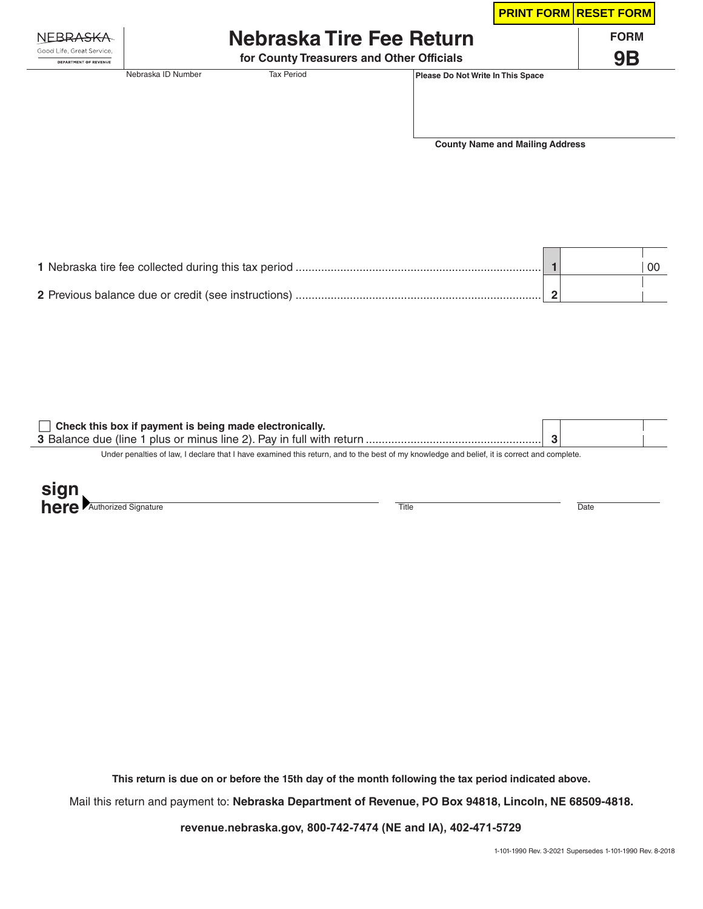PRINT FORM RESET FORM

NEBRASKA
Good Life. Great Service.
DEPARTMENT OF REVENUE

# Nebraska Tire Fee Return

**for County Treasurers and Other Officials**

**FORM 9B**

Nebraska ID Number | Tax Period

**Please Do Not Write In This Space**

**County Name and Mailing Address**

| | | | |
|---|---|---|---|
| **1** Nebraska tire fee collected during this tax period | **1** | | 00 |
| **2** Previous balance due or credit (see instructions) | **2** | | |

☐ **Check this box if payment is being made electronically.**

| | | | |
|---|---|---|---|
| **3** Balance due (line 1 plus or minus line 2). Pay in full with return | **3** | | |

Under penalties of law, I declare that I have examined this return, and to the best of my knowledge and belief, it is correct and complete.

**sign here** Authorized Signature | Title | Date

**This return is due on or before the 15th day of the month following the tax period indicated above.**

Mail this return and payment to: **Nebraska Department of Revenue, PO Box 94818, Lincoln, NE 68509-4818.**

**revenue.nebraska.gov, 800-742-7474 (NE and IA), 402-471-5729**

1-101-1990 Rev. 3-2021 Supersedes 1-101-1990 Rev. 8-2018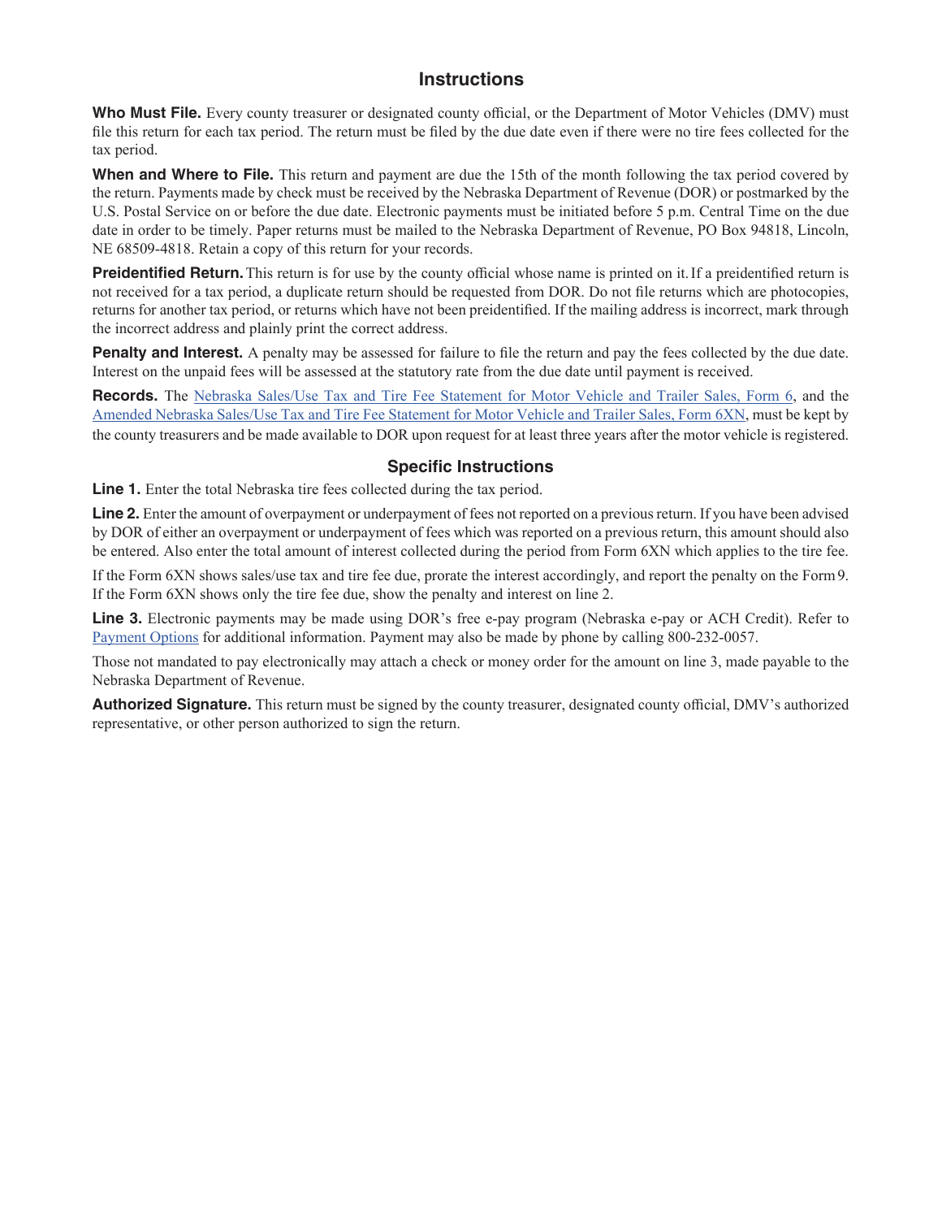## Instructions

**Who Must File.** Every county treasurer or designated county official, or the Department of Motor Vehicles (DMV) must file this return for each tax period. The return must be filed by the due date even if there were no tire fees collected for the tax period.

**When and Where to File.** This return and payment are due the 15th of the month following the tax period covered by the return. Payments made by check must be received by the Nebraska Department of Revenue (DOR) or postmarked by the U.S. Postal Service on or before the due date. Electronic payments must be initiated before 5 p.m. Central Time on the due date in order to be timely. Paper returns must be mailed to the Nebraska Department of Revenue, PO Box 94818, Lincoln, NE 68509-4818. Retain a copy of this return for your records.

**Preidentified Return.** This return is for use by the county official whose name is printed on it. If a preidentified return is not received for a tax period, a duplicate return should be requested from DOR. Do not file returns which are photocopies, returns for another tax period, or returns which have not been preidentified. If the mailing address is incorrect, mark through the incorrect address and plainly print the correct address.

**Penalty and Interest.** A penalty may be assessed for failure to file the return and pay the fees collected by the due date. Interest on the unpaid fees will be assessed at the statutory rate from the due date until payment is received.

**Records.** The Nebraska Sales/Use Tax and Tire Fee Statement for Motor Vehicle and Trailer Sales, Form 6, and the Amended Nebraska Sales/Use Tax and Tire Fee Statement for Motor Vehicle and Trailer Sales, Form 6XN, must be kept by the county treasurers and be made available to DOR upon request for at least three years after the motor vehicle is registered.

## Specific Instructions

**Line 1.** Enter the total Nebraska tire fees collected during the tax period.

**Line 2.** Enter the amount of overpayment or underpayment of fees not reported on a previous return. If you have been advised by DOR of either an overpayment or underpayment of fees which was reported on a previous return, this amount should also be entered. Also enter the total amount of interest collected during the period from Form 6XN which applies to the tire fee.

If the Form 6XN shows sales/use tax and tire fee due, prorate the interest accordingly, and report the penalty on the Form 9. If the Form 6XN shows only the tire fee due, show the penalty and interest on line 2.

**Line 3.** Electronic payments may be made using DOR's free e-pay program (Nebraska e-pay or ACH Credit). Refer to Payment Options for additional information. Payment may also be made by phone by calling 800-232-0057.

Those not mandated to pay electronically may attach a check or money order for the amount on line 3, made payable to the Nebraska Department of Revenue.

**Authorized Signature.** This return must be signed by the county treasurer, designated county official, DMV's authorized representative, or other person authorized to sign the return.